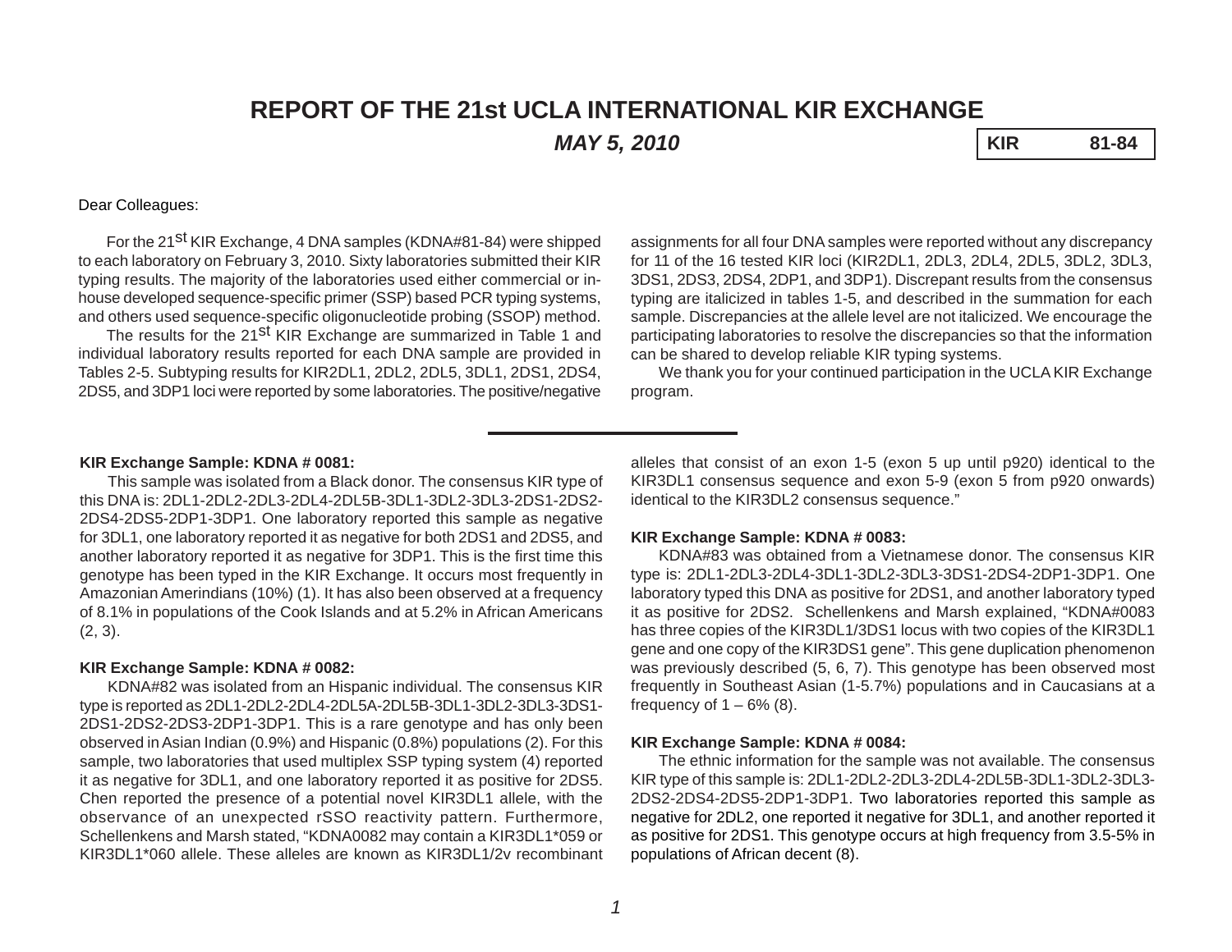# REPORT OF THE 21st UCLA INTERNATIONAL KIR EXCHANGE

***MAY 5, 2010***

| KIR | 81-84 |
|---|---|

Dear Colleagues:

For the 21st KIR Exchange, 4 DNA samples (KDNA#81-84) were shipped to each laboratory on February 3, 2010. Sixty laboratories submitted their KIR typing results. The majority of the laboratories used either commercial or in-house developed sequence-specific primer (SSP) based PCR typing systems, and others used sequence-specific oligonucleotide probing (SSOP) method.

The results for the 21st KIR Exchange are summarized in Table 1 and individual laboratory results reported for each DNA sample are provided in Tables 2-5. Subtyping results for KIR2DL1, 2DL2, 2DL5, 3DL1, 2DS1, 2DS4, 2DS5, and 3DP1 loci were reported by some laboratories. The positive/negative assignments for all four DNA samples were reported without any discrepancy for 11 of the 16 tested KIR loci (KIR2DL1, 2DL3, 2DL4, 2DL5, 3DL2, 3DL3, 3DS1, 2DS3, 2DS4, 2DP1, and 3DP1). Discrepant results from the consensus typing are italicized in tables 1-5, and described in the summation for each sample. Discrepancies at the allele level are not italicized. We encourage the participating laboratories to resolve the discrepancies so that the information can be shared to develop reliable KIR typing systems.

We thank you for your continued participation in the UCLA KIR Exchange program.

---

**KIR Exchange Sample: KDNA # 0081:**

This sample was isolated from a Black donor. The consensus KIR type of this DNA is: 2DL1-2DL2-2DL3-2DL4-2DL5B-3DL1-3DL2-3DL3-2DS1-2DS2-2DS4-2DS5-2DP1-3DP1. One laboratory reported this sample as negative for 3DL1, one laboratory reported it as negative for both 2DS1 and 2DS5, and another laboratory reported it as negative for 3DP1. This is the first time this genotype has been typed in the KIR Exchange. It occurs most frequently in Amazonian Amerindians (10%) (1). It has also been observed at a frequency of 8.1% in populations of the Cook Islands and at 5.2% in African Americans (2, 3).

**KIR Exchange Sample: KDNA # 0082:**

KDNA#82 was isolated from an Hispanic individual. The consensus KIR type is reported as 2DL1-2DL2-2DL4-2DL5A-2DL5B-3DL1-3DL2-3DL3-3DS1-2DS1-2DS2-2DS3-2DP1-3DP1. This is a rare genotype and has only been observed in Asian Indian (0.9%) and Hispanic (0.8%) populations (2). For this sample, two laboratories that used multiplex SSP typing system (4) reported it as negative for 3DL1, and one laboratory reported it as positive for 2DS5. Chen reported the presence of a potential novel KIR3DL1 allele, with the observance of an unexpected rSSO reactivity pattern. Furthermore, Schellenkens and Marsh stated, "KDNA0082 may contain a KIR3DL1*059 or KIR3DL1*060 allele. These alleles are known as KIR3DL1/2v recombinant alleles that consist of an exon 1-5 (exon 5 up until p920) identical to the KIR3DL1 consensus sequence and exon 5-9 (exon 5 from p920 onwards) identical to the KIR3DL2 consensus sequence."

**KIR Exchange Sample: KDNA # 0083:**

KDNA#83 was obtained from a Vietnamese donor. The consensus KIR type is: 2DL1-2DL3-2DL4-3DL1-3DL2-3DL3-3DS1-2DS4-2DP1-3DP1. One laboratory typed this DNA as positive for 2DS1, and another laboratory typed it as positive for 2DS2. Schellenkens and Marsh explained, "KDNA#0083 has three copies of the KIR3DL1/3DS1 locus with two copies of the KIR3DL1 gene and one copy of the KIR3DS1 gene". This gene duplication phenomenon was previously described (5, 6, 7). This genotype has been observed most frequently in Southeast Asian (1-5.7%) populations and in Caucasians at a frequency of 1 – 6% (8).

**KIR Exchange Sample: KDNA # 0084:**

The ethnic information for the sample was not available. The consensus KIR type of this sample is: 2DL1-2DL2-2DL3-2DL4-2DL5B-3DL1-3DL2-3DL3-2DS2-2DS4-2DS5-2DP1-3DP1. Two laboratories reported this sample as negative for 2DL2, one reported it negative for 3DL1, and another reported it as positive for 2DS1. This genotype occurs at high frequency from 3.5-5% in populations of African decent (8).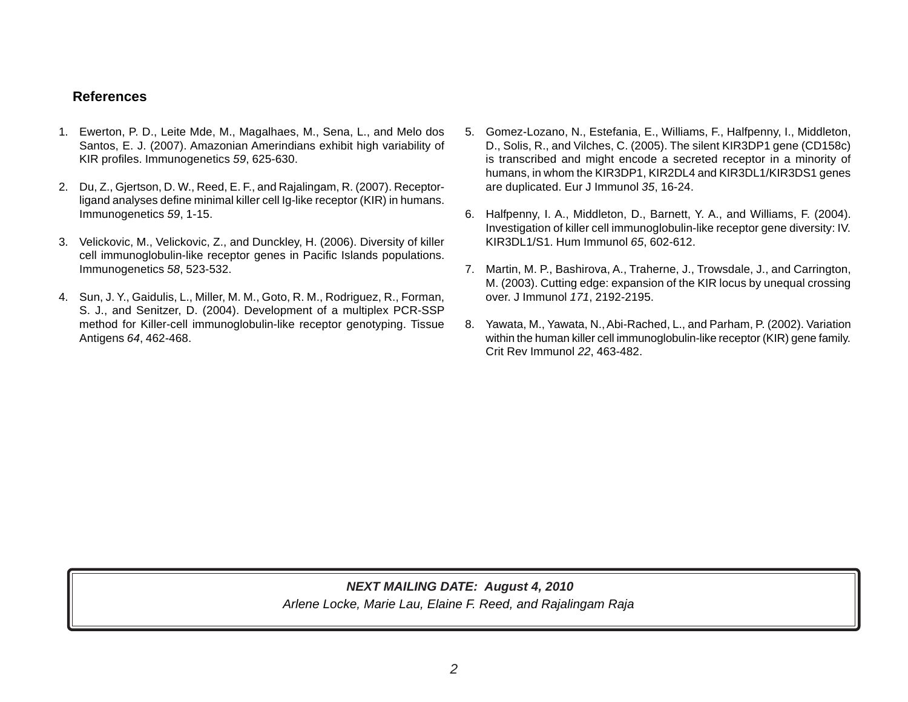## References

1. Ewerton, P. D., Leite Mde, M., Magalhaes, M., Sena, L., and Melo dos Santos, E. J. (2007). Amazonian Amerindians exhibit high variability of KIR profiles. Immunogenetics *59*, 625-630.

2. Du, Z., Gjertson, D. W., Reed, E. F., and Rajalingam, R. (2007). Receptor-ligand analyses define minimal killer cell Ig-like receptor (KIR) in humans. Immunogenetics *59*, 1-15.

3. Velickovic, M., Velickovic, Z., and Dunckley, H. (2006). Diversity of killer cell immunoglobulin-like receptor genes in Pacific Islands populations. Immunogenetics *58*, 523-532.

4. Sun, J. Y., Gaidulis, L., Miller, M. M., Goto, R. M., Rodriguez, R., Forman, S. J., and Senitzer, D. (2004). Development of a multiplex PCR-SSP method for Killer-cell immunoglobulin-like receptor genotyping. Tissue Antigens *64*, 462-468.

5. Gomez-Lozano, N., Estefania, E., Williams, F., Halfpenny, I., Middleton, D., Solis, R., and Vilches, C. (2005). The silent KIR3DP1 gene (CD158c) is transcribed and might encode a secreted receptor in a minority of humans, in whom the KIR3DP1, KIR2DL4 and KIR3DL1/KIR3DS1 genes are duplicated. Eur J Immunol *35*, 16-24.

6. Halfpenny, I. A., Middleton, D., Barnett, Y. A., and Williams, F. (2004). Investigation of killer cell immunoglobulin-like receptor gene diversity: IV. KIR3DL1/S1. Hum Immunol *65*, 602-612.

7. Martin, M. P., Bashirova, A., Traherne, J., Trowsdale, J., and Carrington, M. (2003). Cutting edge: expansion of the KIR locus by unequal crossing over. J Immunol *171*, 2192-2195.

8. Yawata, M., Yawata, N., Abi-Rached, L., and Parham, P. (2002). Variation within the human killer cell immunoglobulin-like receptor (KIR) gene family. Crit Rev Immunol *22*, 463-482.

***NEXT MAILING DATE: August 4, 2010***

*Arlene Locke, Marie Lau, Elaine F. Reed, and Rajalingam Raja*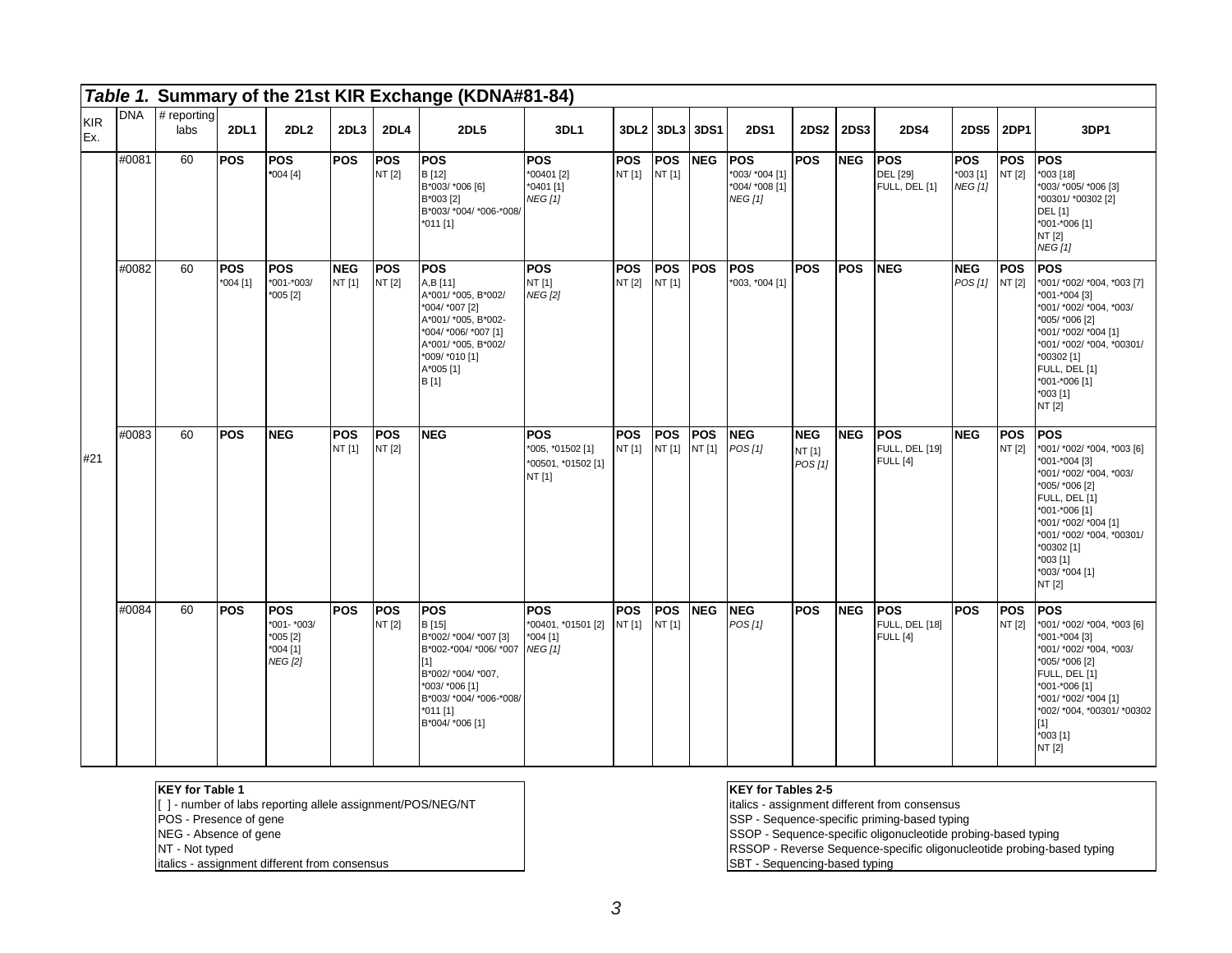*Table 1.* **Summary of the 21st KIR Exchange (KDNA#81-84)**

| KIR Ex. | DNA | # reporting labs | 2DL1 | 2DL2 | 2DL3 | 2DL4 | 2DL5 | 3DL1 | 3DL2 | 3DL3 | 3DS1 | 2DS1 | 2DS2 | 2DS3 | 2DS4 | 2DS5 | 2DP1 | 3DP1 |
|---|---|---|---|---|---|---|---|---|---|---|---|---|---|---|---|---|---|---|
| #21 | #0081 | 60 | **POS** | **POS** *004 [4] | **POS** | **POS** NT [2] | **POS** B [12] B*003/ *006 [6] B*003 [2] B*003/ *004/ *006-*008/ *011 [1] | **POS** *00401 [2] *0401 [1] *NEG [1]* | **POS** NT [1] | **POS** NT [1] | **NEG** | **POS** *003/ *004 [1] *004/ *008 [1] *NEG [1]* | **POS** | **NEG** | **POS** DEL [29] FULL, DEL [1] | **POS** *003 [1] *NEG [1]* | **POS** NT [2] | **POS** *003 [18] *003/ *005/ *006 [3] *00301/ *00302 [2] DEL [1] *001-*006 [1] NT [2] *NEG [1]* |
| | #0082 | 60 | **POS** *004 [1] | **POS** *001-*003/ *005 [2] | **NEG** NT [1] | **POS** NT [2] | **POS** A,B [11] A*001/ *005, B*002/ *004/ *007 [2] A*001/ *005, B*002-*004/ *006/ *007 [1] A*001/ *005, B*002/ *009/ *010 [1] A*005 [1] B [1] | **POS** NT [1] *NEG [2]* | **POS** NT [2] | **POS** NT [1] | **POS** | **POS** *003, *004 [1] | **POS** | **POS** | **NEG** | **NEG** *POS [1]* | **POS** NT [2] | **POS** *001/ *002/ *004, *003 [7] *001-*004 [3] *001/ *002/ *004, *003/ *005/ *006 [2] *001/ *002/ *004 [1] *001/ *002/ *004, *00301/ *00302 [1] FULL, DEL [1] *001-*006 [1] *003 [1] NT [2] |
| | #0083 | 60 | **POS** | **NEG** | **POS** NT [1] | **POS** NT [2] | **NEG** | **POS** *005, *01502 [1] *00501, *01502 [1] NT [1] | **POS** NT [1] | **POS** NT [1] | **POS** NT [1] | **NEG** *POS [1]* | **NEG** NT [1] *POS [1]* | **NEG** | **POS** FULL, DEL [19] FULL [4] | **NEG** | **POS** NT [2] | **POS** *001/ *002/ *004, *003 [6] *001-*004 [3] *001/ *002/ *004, *003/ *005/ *006 [2] FULL, DEL [1] *001-*006 [1] *001/ *002/ *004 [1] *001/ *002/ *004, *00301/ *00302 [1] *003 [1] *003/ *004 [1] NT [2] |
| | #0084 | 60 | **POS** | **POS** *001- *003/ *005 [2] *004 [1] *NEG [2]* | **POS** | **POS** NT [2] | **POS** B [15] B*002/ *004/ *007 [3] B*002-*004/ *006/ *007 [1] B*002/ *004/ *007, *003/ *006 [1] B*003/ *004/ *006-*008/ *011 [1] B*004/ *006 [1] | **POS** *00401, *01501 [2] *004 [1] *NEG [1]* | **POS** NT [1] | **POS** NT [1] | **NEG** | **NEG** *POS [1]* | **POS** | **NEG** | **POS** FULL, DEL [18] FULL [4] | **POS** | **POS** NT [2] | **POS** *001/ *002/ *004, *003 [6] *001-*004 [3] *001/ *002/ *004, *003/ *005/ *006 [2] FULL, DEL [1] *001-*006 [1] *001/ *002/ *004 [1] *002/ *004, *00301/ *00302 [1] *003 [1] NT [2] |

**KEY for Table 1**
[ ] - number of labs reporting allele assignment/POS/NEG/NT
POS - Presence of gene
NEG - Absence of gene
NT - Not typed
italics - assignment different from consensus

**KEY for Tables 2-5**
italics - assignment different from consensus
SSP - Sequence-specific priming-based typing
SSOP - Sequence-specific oligonucleotide probing-based typing
RSSOP - Reverse Sequence-specific oligonucleotide probing-based typing
SBT - Sequencing-based typing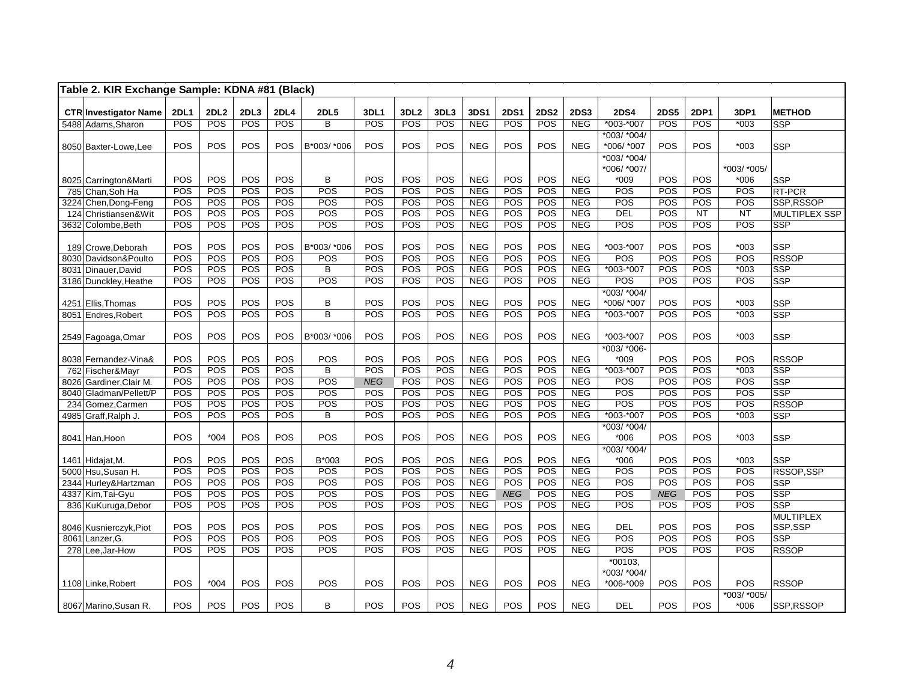**Table 2. KIR Exchange Sample: KDNA #81 (Black)**

| CTR | Investigator Name | 2DL1 | 2DL2 | 2DL3 | 2DL4 | 2DL5 | 3DL1 | 3DL2 | 3DL3 | 3DS1 | 2DS1 | 2DS2 | 2DS3 | 2DS4 | 2DS5 | 2DP1 | 3DP1 | METHOD |
|---|---|---|---|---|---|---|---|---|---|---|---|---|---|---|---|---|---|---|
| 5488 | Adams,Sharon | POS | POS | POS | POS | B | POS | POS | POS | NEG | POS | POS | NEG | *003-*007 | POS | POS | *003 | SSP |
| 8050 | Baxter-Lowe,Lee | POS | POS | POS | POS | B*003/ *006 | POS | POS | POS | NEG | POS | POS | NEG | *003/ *004/ *006/ *007 | POS | POS | *003 | SSP |
| 8025 | Carrington&Marti | POS | POS | POS | POS | B | POS | POS | POS | NEG | POS | POS | NEG | *003/ *004/ *006/ *007/ *009 | POS | POS | *003/ *005/ *006 | SSP |
| 785 | Chan,Soh Ha | POS | POS | POS | POS | POS | POS | POS | POS | NEG | POS | POS | NEG | POS | POS | POS | POS | RT-PCR |
| 3224 | Chen,Dong-Feng | POS | POS | POS | POS | POS | POS | POS | POS | NEG | POS | POS | NEG | POS | POS | POS | POS | SSP,RSSOP |
| 124 | Christiansen&Wit | POS | POS | POS | POS | POS | POS | POS | POS | NEG | POS | POS | NEG | DEL | POS | NT | NT | MULTIPLEX SSP |
| 3632 | Colombe,Beth | POS | POS | POS | POS | POS | POS | POS | POS | NEG | POS | POS | NEG | POS | POS | POS | POS | SSP |
| 189 | Crowe,Deborah | POS | POS | POS | POS | B*003/ *006 | POS | POS | POS | NEG | POS | POS | NEG | *003-*007 | POS | POS | *003 | SSP |
| 8030 | Davidson&Poulto | POS | POS | POS | POS | POS | POS | POS | POS | NEG | POS | POS | NEG | POS | POS | POS | POS | RSSOP |
| 8031 | Dinauer,David | POS | POS | POS | POS | B | POS | POS | POS | NEG | POS | POS | NEG | *003-*007 | POS | POS | *003 | SSP |
| 3186 | Dunckley,Heathe | POS | POS | POS | POS | POS | POS | POS | POS | NEG | POS | POS | NEG | POS | POS | POS | POS | SSP |
| 4251 | Ellis,Thomas | POS | POS | POS | POS | B | POS | POS | POS | NEG | POS | POS | NEG | *003/ *004/ *006/ *007 | POS | POS | *003 | SSP |
| 8051 | Endres,Robert | POS | POS | POS | POS | B | POS | POS | POS | NEG | POS | POS | NEG | *003-*007 | POS | POS | *003 | SSP |
| 2549 | Fagoaga,Omar | POS | POS | POS | POS | B*003/ *006 | POS | POS | POS | NEG | POS | POS | NEG | *003-*007 | POS | POS | *003 | SSP |
| 8038 | Fernandez-Vina& | POS | POS | POS | POS | POS | POS | POS | POS | NEG | POS | POS | NEG | *003/ *006-*009 | POS | POS | POS | RSSOP |
| 762 | Fischer&Mayr | POS | POS | POS | POS | B | POS | POS | POS | NEG | POS | POS | NEG | *003-*007 | POS | POS | *003 | SSP |
| 8026 | Gardiner,Clair M. | POS | POS | POS | POS | POS | *NEG* | POS | POS | NEG | POS | POS | NEG | POS | POS | POS | POS | SSP |
| 8040 | Gladman/Pellett/P | POS | POS | POS | POS | POS | POS | POS | POS | NEG | POS | POS | NEG | POS | POS | POS | POS | SSP |
| 234 | Gomez,Carmen | POS | POS | POS | POS | POS | POS | POS | POS | NEG | POS | POS | NEG | POS | POS | POS | POS | RSSOP |
| 4985 | Graff,Ralph J. | POS | POS | POS | POS | B | POS | POS | POS | NEG | POS | POS | NEG | *003-*007 | POS | POS | *003 | SSP |
| 8041 | Han,Hoon | POS | *004 | POS | POS | POS | POS | POS | POS | NEG | POS | POS | NEG | *003/ *004/ *006 | POS | POS | *003 | SSP |
| 1461 | Hidajat,M. | POS | POS | POS | POS | B*003 | POS | POS | POS | NEG | POS | POS | NEG | *003/ *004/ *006 | POS | POS | *003 | SSP |
| 5000 | Hsu,Susan H. | POS | POS | POS | POS | POS | POS | POS | POS | NEG | POS | POS | NEG | POS | POS | POS | POS | RSSOP,SSP |
| 2344 | Hurley&Hartzman | POS | POS | POS | POS | POS | POS | POS | POS | NEG | POS | POS | NEG | POS | POS | POS | POS | SSP |
| 4337 | Kim,Tai-Gyu | POS | POS | POS | POS | POS | POS | POS | POS | NEG | *NEG* | POS | NEG | POS | *NEG* | POS | POS | SSP |
| 836 | KuKuruga,Debor | POS | POS | POS | POS | POS | POS | POS | POS | NEG | POS | POS | NEG | POS | POS | POS | POS | SSP |
| 8046 | Kusnierczyk,Piot | POS | POS | POS | POS | POS | POS | POS | POS | NEG | POS | POS | NEG | DEL | POS | POS | POS | MULTIPLEX SSP,SSP |
| 8061 | Lanzer,G. | POS | POS | POS | POS | POS | POS | POS | POS | NEG | POS | POS | NEG | POS | POS | POS | POS | SSP |
| 278 | Lee,Jar-How | POS | POS | POS | POS | POS | POS | POS | POS | NEG | POS | POS | NEG | POS | POS | POS | POS | RSSOP |
| 1108 | Linke,Robert | POS | *004 | POS | POS | POS | POS | POS | POS | NEG | POS | POS | NEG | *00103, *003/ *004/ *006-*009 | POS | POS | POS | RSSOP |
| 8067 | Marino,Susan R. | POS | POS | POS | POS | B | POS | POS | POS | NEG | POS | POS | NEG | DEL | POS | POS | *003/ *005/ *006 | SSP,RSSOP |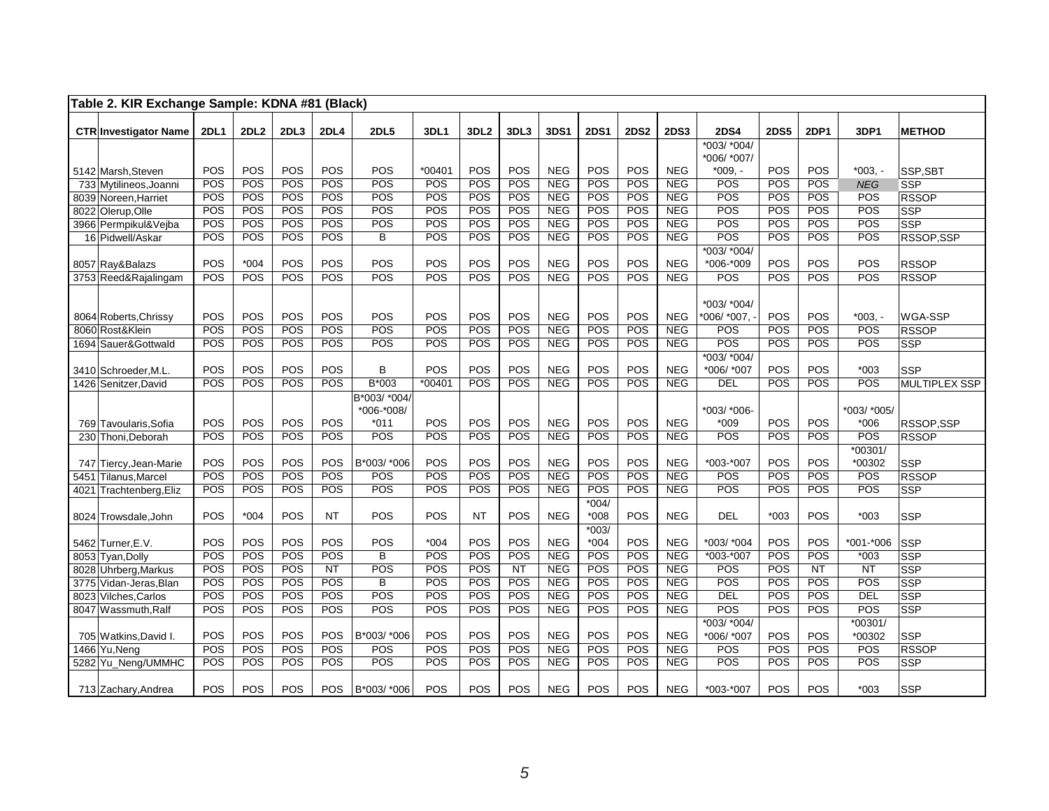**Table 2. KIR Exchange Sample: KDNA #81 (Black)**

| CTR | Investigator Name | 2DL1 | 2DL2 | 2DL3 | 2DL4 | 2DL5 | 3DL1 | 3DL2 | 3DL3 | 3DS1 | 2DS1 | 2DS2 | 2DS3 | 2DS4 | 2DS5 | 2DP1 | 3DP1 | METHOD |
|---|---|---|---|---|---|---|---|---|---|---|---|---|---|---|---|---|---|---|
| 5142 | Marsh,Steven | POS | POS | POS | POS | POS | *00401 | POS | POS | NEG | POS | POS | NEG | *003/ *004/ *006/ *007/ *009, - | POS | POS | *003, - | SSP,SBT |
| 733 | Mytilineos,Joanni | POS | POS | POS | POS | POS | POS | POS | POS | NEG | POS | POS | NEG | POS | POS | POS | *NEG* | SSP |
| 8039 | Noreen,Harriet | POS | POS | POS | POS | POS | POS | POS | POS | NEG | POS | POS | NEG | POS | POS | POS | POS | RSSOP |
| 8022 | Olerup,Olle | POS | POS | POS | POS | POS | POS | POS | POS | NEG | POS | POS | NEG | POS | POS | POS | POS | SSP |
| 3966 | Permpikul&Vejba | POS | POS | POS | POS | POS | POS | POS | POS | NEG | POS | POS | NEG | POS | POS | POS | POS | SSP |
| 16 | Pidwell/Askar | POS | POS | POS | POS | B | POS | POS | POS | NEG | POS | POS | NEG | POS | POS | POS | POS | RSSOP,SSP |
| 8057 | Ray&Balazs | POS | *004 | POS | POS | POS | POS | POS | POS | NEG | POS | POS | NEG | *003/ *004/ *006-*009 | POS | POS | POS | RSSOP |
| 3753 | Reed&Rajalingam | POS | POS | POS | POS | POS | POS | POS | POS | NEG | POS | POS | NEG | POS | POS | POS | POS | RSSOP |
| 8064 | Roberts,Chrissy | POS | POS | POS | POS | POS | POS | POS | POS | NEG | POS | POS | NEG | *003/ *004/ *006/ *007, - | POS | POS | *003, - | WGA-SSP |
| 8060 | Rost&Klein | POS | POS | POS | POS | POS | POS | POS | POS | NEG | POS | POS | NEG | POS | POS | POS | POS | RSSOP |
| 1694 | Sauer&Gottwald | POS | POS | POS | POS | POS | POS | POS | POS | NEG | POS | POS | NEG | POS | POS | POS | POS | SSP |
| 3410 | Schroeder,M.L. | POS | POS | POS | POS | B | POS | POS | POS | NEG | POS | POS | NEG | *003/ *004/ *006/ *007 | POS | POS | *003 | SSP |
| 1426 | Senitzer,David | POS | POS | POS | POS | B*003 | *00401 | POS | POS | NEG | POS | POS | NEG | DEL | POS | POS | POS | MULTIPLEX SSP |
| 769 | Tavoularis,Sofia | POS | POS | POS | POS | B*003/ *004/ *006-*008/ *011 | POS | POS | POS | NEG | POS | POS | NEG | *003/ *006- *009 | POS | POS | *003/ *005/ *006 | RSSOP,SSP |
| 230 | Thoni,Deborah | POS | POS | POS | POS | POS | POS | POS | POS | NEG | POS | POS | NEG | POS | POS | POS | POS | RSSOP |
| 747 | Tiercy,Jean-Marie | POS | POS | POS | POS | B*003/ *006 | POS | POS | POS | NEG | POS | POS | NEG | *003-*007 | POS | POS | *00301/ *00302 | SSP |
| 5451 | Tilanus,Marcel | POS | POS | POS | POS | POS | POS | POS | POS | NEG | POS | POS | NEG | POS | POS | POS | POS | RSSOP |
| 4021 | Trachtenberg,Eliz | POS | POS | POS | POS | POS | POS | POS | POS | NEG | POS | POS | NEG | POS | POS | POS | POS | SSP |
| 8024 | Trowsdale,John | POS | *004 | POS | NT | POS | POS | NT | POS | NEG | *004/ *008 | POS | NEG | DEL | *003 | POS | *003 | SSP |
| 5462 | Turner,E.V. | POS | POS | POS | POS | POS | *004 | POS | POS | NEG | *003/ *004 | POS | NEG | *003/ *004 | POS | POS | *001-*006 | SSP |
| 8053 | Tyan,Dolly | POS | POS | POS | POS | B | POS | POS | POS | NEG | POS | POS | NEG | *003-*007 | POS | POS | *003 | SSP |
| 8028 | Uhrberg,Markus | POS | POS | POS | NT | POS | POS | POS | NT | NEG | POS | POS | NEG | POS | POS | NT | NT | SSP |
| 3775 | Vidan-Jeras,Blan | POS | POS | POS | POS | B | POS | POS | POS | NEG | POS | POS | NEG | POS | POS | POS | POS | SSP |
| 8023 | Vilches,Carlos | POS | POS | POS | POS | POS | POS | POS | POS | NEG | POS | POS | NEG | DEL | POS | POS | DEL | SSP |
| 8047 | Wassmuth,Ralf | POS | POS | POS | POS | POS | POS | POS | POS | NEG | POS | POS | NEG | POS | POS | POS | POS | SSP |
| 705 | Watkins,David I. | POS | POS | POS | POS | B*003/ *006 | POS | POS | POS | NEG | POS | POS | NEG | *003/ *004/ *006/ *007 | POS | POS | *00301/ *00302 | SSP |
| 1466 | Yu,Neng | POS | POS | POS | POS | POS | POS | POS | POS | NEG | POS | POS | NEG | POS | POS | POS | POS | RSSOP |
| 5282 | Yu_Neng/UMMHC | POS | POS | POS | POS | POS | POS | POS | POS | NEG | POS | POS | NEG | POS | POS | POS | POS | SSP |
| 713 | Zachary,Andrea | POS | POS | POS | POS | B*003/ *006 | POS | POS | POS | NEG | POS | POS | NEG | *003-*007 | POS | POS | *003 | SSP |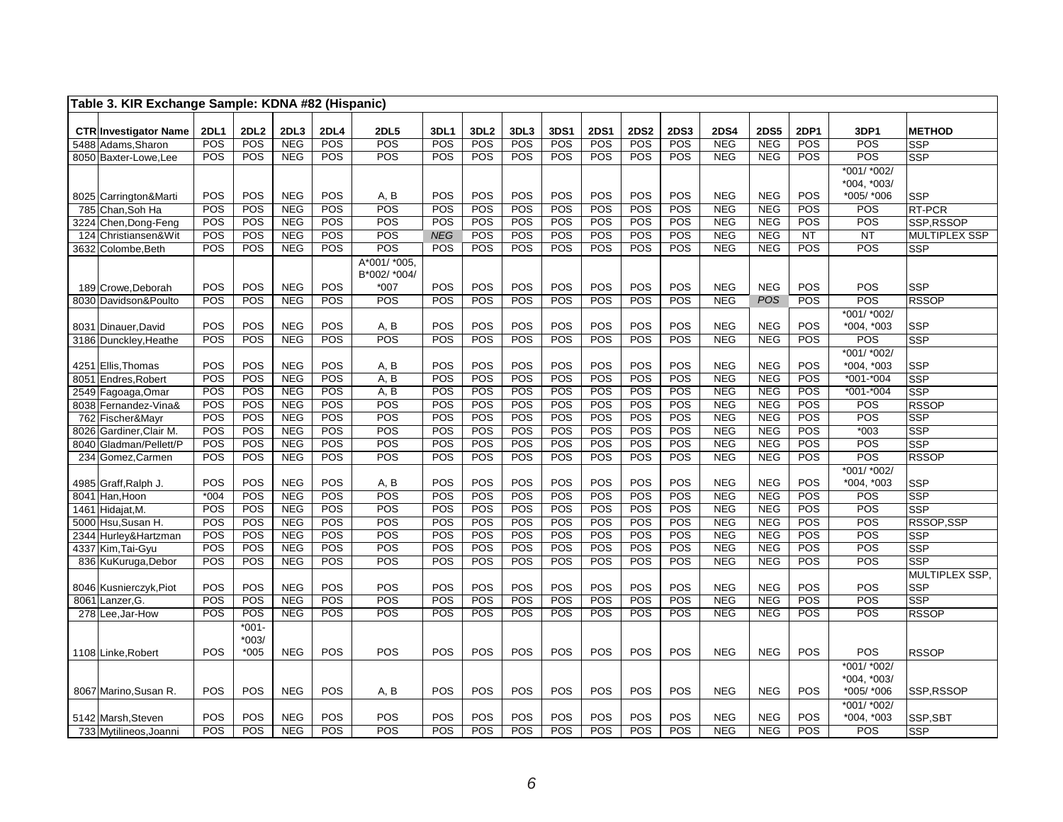**Table 3. KIR Exchange Sample: KDNA #82 (Hispanic)**

| CTR | Investigator Name | 2DL1 | 2DL2 | 2DL3 | 2DL4 | 2DL5 | 3DL1 | 3DL2 | 3DL3 | 3DS1 | 2DS1 | 2DS2 | 2DS3 | 2DS4 | 2DS5 | 2DP1 | 3DP1 | METHOD |
|---|---|---|---|---|---|---|---|---|---|---|---|---|---|---|---|---|---|---|
| 5488 | Adams,Sharon | POS | POS | NEG | POS | POS | POS | POS | POS | POS | POS | POS | POS | NEG | NEG | POS | POS | SSP |
| 8050 | Baxter-Lowe,Lee | POS | POS | NEG | POS | POS | POS | POS | POS | POS | POS | POS | POS | NEG | NEG | POS | POS | SSP |
| 8025 | Carrington&Marti | POS | POS | NEG | POS | A, B | POS | POS | POS | POS | POS | POS | POS | NEG | NEG | POS | *001/ *002/ *004, *003/ *005/ *006 | SSP |
| 785 | Chan,Soh Ha | POS | POS | NEG | POS | POS | POS | POS | POS | POS | POS | POS | POS | NEG | NEG | POS | POS | RT-PCR |
| 3224 | Chen,Dong-Feng | POS | POS | NEG | POS | POS | POS | POS | POS | POS | POS | POS | POS | NEG | NEG | POS | POS | SSP,RSSOP |
| 124 | Christiansen&Wit | POS | POS | NEG | POS | POS | *NEG* | POS | POS | POS | POS | POS | POS | NEG | NEG | NT | NT | MULTIPLEX SSP |
| 3632 | Colombe,Beth | POS | POS | NEG | POS | POS | POS | POS | POS | POS | POS | POS | POS | NEG | NEG | POS | POS | SSP |
| 189 | Crowe,Deborah | POS | POS | NEG | POS | A*001/ *005, B*002/ *004/ *007 | POS | POS | POS | POS | POS | POS | POS | NEG | NEG | POS | POS | SSP |
| 8030 | Davidson&Poulto | POS | POS | NEG | POS | POS | POS | POS | POS | POS | POS | POS | POS | NEG | *POS* | POS | POS | RSSOP |
| 8031 | Dinauer,David | POS | POS | NEG | POS | A, B | POS | POS | POS | POS | POS | POS | POS | NEG | NEG | POS | *001/ *002/ *004, *003 | SSP |
| 3186 | Dunckley,Heathe | POS | POS | NEG | POS | POS | POS | POS | POS | POS | POS | POS | POS | NEG | NEG | POS | POS | SSP |
| 4251 | Ellis,Thomas | POS | POS | NEG | POS | A, B | POS | POS | POS | POS | POS | POS | POS | NEG | NEG | POS | *001/ *002/ *004, *003 | SSP |
| 8051 | Endres,Robert | POS | POS | NEG | POS | A, B | POS | POS | POS | POS | POS | POS | POS | NEG | NEG | POS | *001-*004 | SSP |
| 2549 | Fagoaga,Omar | POS | POS | NEG | POS | A, B | POS | POS | POS | POS | POS | POS | POS | NEG | NEG | POS | *001-*004 | SSP |
| 8038 | Fernandez-Vina& | POS | POS | NEG | POS | POS | POS | POS | POS | POS | POS | POS | POS | NEG | NEG | POS | POS | RSSOP |
| 762 | Fischer&Mayr | POS | POS | NEG | POS | POS | POS | POS | POS | POS | POS | POS | POS | NEG | NEG | POS | POS | SSP |
| 8026 | Gardiner,Clair M. | POS | POS | NEG | POS | POS | POS | POS | POS | POS | POS | POS | POS | NEG | NEG | POS | *003 | SSP |
| 8040 | Gladman/Pellett/P | POS | POS | NEG | POS | POS | POS | POS | POS | POS | POS | POS | POS | NEG | NEG | POS | POS | SSP |
| 234 | Gomez,Carmen | POS | POS | NEG | POS | POS | POS | POS | POS | POS | POS | POS | POS | NEG | NEG | POS | POS | RSSOP |
| 4985 | Graff,Ralph J. | POS | POS | NEG | POS | A, B | POS | POS | POS | POS | POS | POS | POS | NEG | NEG | POS | *001/ *002/ *004, *003 | SSP |
| 8041 | Han,Hoon | *004 | POS | NEG | POS | POS | POS | POS | POS | POS | POS | POS | POS | NEG | NEG | POS | POS | SSP |
| 1461 | Hidajat,M. | POS | POS | NEG | POS | POS | POS | POS | POS | POS | POS | POS | POS | NEG | NEG | POS | POS | SSP |
| 5000 | Hsu,Susan H. | POS | POS | NEG | POS | POS | POS | POS | POS | POS | POS | POS | POS | NEG | NEG | POS | POS | RSSOP,SSP |
| 2344 | Hurley&Hartzman | POS | POS | NEG | POS | POS | POS | POS | POS | POS | POS | POS | POS | NEG | NEG | POS | POS | SSP |
| 4337 | Kim,Tai-Gyu | POS | POS | NEG | POS | POS | POS | POS | POS | POS | POS | POS | POS | NEG | NEG | POS | POS | SSP |
| 836 | KuKuruga,Debor | POS | POS | NEG | POS | POS | POS | POS | POS | POS | POS | POS | POS | NEG | NEG | POS | POS | SSP |
| 8046 | Kusnierczyk,Piot | POS | POS | NEG | POS | POS | POS | POS | POS | POS | POS | POS | POS | NEG | NEG | POS | POS | MULTIPLEX SSP, SSP |
| 8061 | Lanzer,G. | POS | POS | NEG | POS | POS | POS | POS | POS | POS | POS | POS | POS | NEG | NEG | POS | POS | SSP |
| 278 | Lee,Jar-How | POS | POS | NEG | POS | POS | POS | POS | POS | POS | POS | POS | POS | NEG | NEG | POS | POS | RSSOP |
| 1108 | Linke,Robert | POS | *001- *003/ *005 | NEG | POS | POS | POS | POS | POS | POS | POS | POS | POS | NEG | NEG | POS | POS | RSSOP |
| 8067 | Marino,Susan R. | POS | POS | NEG | POS | A, B | POS | POS | POS | POS | POS | POS | POS | NEG | NEG | POS | *001/ *002/ *004, *003/ *005/ *006 | SSP,RSSOP |
| 5142 | Marsh,Steven | POS | POS | NEG | POS | POS | POS | POS | POS | POS | POS | POS | POS | NEG | NEG | POS | *001/ *002/ *004, *003 | SSP,SBT |
| 733 | Mytilineos,Joanni | POS | POS | NEG | POS | POS | POS | POS | POS | POS | POS | POS | POS | NEG | NEG | POS | POS | SSP |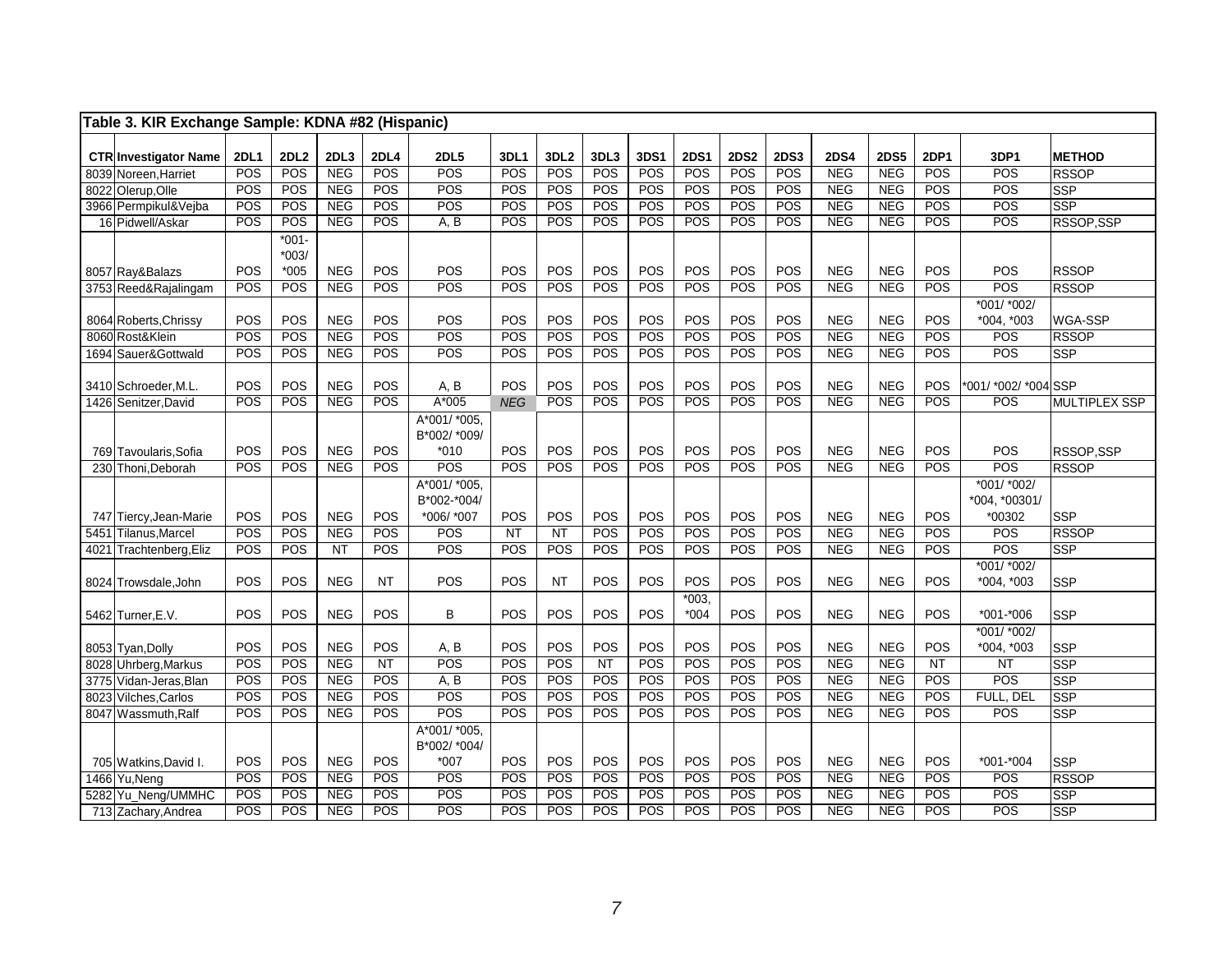**Table 3. KIR Exchange Sample: KDNA #82 (Hispanic)**

| CTR | Investigator Name | 2DL1 | 2DL2 | 2DL3 | 2DL4 | 2DL5 | 3DL1 | 3DL2 | 3DL3 | 3DS1 | 2DS1 | 2DS2 | 2DS3 | 2DS4 | 2DS5 | 2DP1 | 3DP1 | METHOD |
|---|---|---|---|---|---|---|---|---|---|---|---|---|---|---|---|---|---|---|
| 8039 | Noreen,Harriet | POS | POS | NEG | POS | POS | POS | POS | POS | POS | POS | POS | POS | NEG | NEG | POS | POS | RSSOP |
| 8022 | Olerup,Olle | POS | POS | NEG | POS | POS | POS | POS | POS | POS | POS | POS | POS | NEG | NEG | POS | POS | SSP |
| 3966 | Permpikul&Vejba | POS | POS | NEG | POS | POS | POS | POS | POS | POS | POS | POS | POS | NEG | NEG | POS | POS | SSP |
| 16 | Pidwell/Askar | POS | POS | NEG | POS | A, B | POS | POS | POS | POS | POS | POS | POS | NEG | NEG | POS | POS | RSSOP,SSP |
| 8057 | Ray&Balazs | POS | *001-*003/ *005 | NEG | POS | POS | POS | POS | POS | POS | POS | POS | POS | NEG | NEG | POS | POS | RSSOP |
| 3753 | Reed&Rajalingam | POS | POS | NEG | POS | POS | POS | POS | POS | POS | POS | POS | POS | NEG | NEG | POS | POS | RSSOP |
| 8064 | Roberts,Chrissy | POS | POS | NEG | POS | POS | POS | POS | POS | POS | POS | POS | POS | NEG | NEG | POS | *001/ *002/ *004, *003 | WGA-SSP |
| 8060 | Rost&Klein | POS | POS | NEG | POS | POS | POS | POS | POS | POS | POS | POS | POS | NEG | NEG | POS | POS | RSSOP |
| 1694 | Sauer&Gottwald | POS | POS | NEG | POS | POS | POS | POS | POS | POS | POS | POS | POS | NEG | NEG | POS | POS | SSP |
| 3410 | Schroeder,M.L. | POS | POS | NEG | POS | A, B | POS | POS | POS | POS | POS | POS | POS | NEG | NEG | POS | *001/ *002/ *004 | SSP |
| 1426 | Senitzer,David | POS | POS | NEG | POS | A*005 | *NEG* | POS | POS | POS | POS | POS | POS | NEG | NEG | POS | POS | MULTIPLEX SSP |
| 769 | Tavoularis,Sofia | POS | POS | NEG | POS | A*001/ *005, B*002/ *009/ *010 | POS | POS | POS | POS | POS | POS | POS | NEG | NEG | POS | POS | RSSOP,SSP |
| 230 | Thoni,Deborah | POS | POS | NEG | POS | POS | POS | POS | POS | POS | POS | POS | POS | NEG | NEG | POS | POS | RSSOP |
| 747 | Tiercy,Jean-Marie | POS | POS | NEG | POS | A*001/ *005, B*002-*004/ *006/ *007 | POS | POS | POS | POS | POS | POS | POS | NEG | NEG | POS | *001/ *002/ *004, *00301/ *00302 | SSP |
| 5451 | Tilanus,Marcel | POS | POS | NEG | POS | POS | NT | NT | POS | POS | POS | POS | POS | NEG | NEG | POS | POS | RSSOP |
| 4021 | Trachtenberg,Eliz | POS | POS | NT | POS | POS | POS | POS | POS | POS | POS | POS | POS | NEG | NEG | POS | POS | SSP |
| 8024 | Trowsdale,John | POS | POS | NEG | NT | POS | POS | NT | POS | POS | POS | POS | POS | NEG | NEG | POS | *001/ *002/ *004, *003 | SSP |
| 5462 | Turner,E.V. | POS | POS | NEG | POS | B | POS | POS | POS | POS | *003, *004 | POS | POS | NEG | NEG | POS | *001-*006 | SSP |
| 8053 | Tyan,Dolly | POS | POS | NEG | POS | A, B | POS | POS | POS | POS | POS | POS | POS | NEG | NEG | POS | *001/ *002/ *004, *003 | SSP |
| 8028 | Uhrberg,Markus | POS | POS | NEG | NT | POS | POS | POS | NT | POS | POS | POS | POS | NEG | NEG | NT | NT | SSP |
| 3775 | Vidan-Jeras,Blan | POS | POS | NEG | POS | A, B | POS | POS | POS | POS | POS | POS | POS | NEG | NEG | POS | POS | SSP |
| 8023 | Vilches,Carlos | POS | POS | NEG | POS | POS | POS | POS | POS | POS | POS | POS | POS | NEG | NEG | POS | FULL, DEL | SSP |
| 8047 | Wassmuth,Ralf | POS | POS | NEG | POS | POS | POS | POS | POS | POS | POS | POS | POS | NEG | NEG | POS | POS | SSP |
| 705 | Watkins,David I. | POS | POS | NEG | POS | A*001/ *005, B*002/ *004/ *007 | POS | POS | POS | POS | POS | POS | POS | NEG | NEG | POS | *001-*004 | SSP |
| 1466 | Yu,Neng | POS | POS | NEG | POS | POS | POS | POS | POS | POS | POS | POS | POS | NEG | NEG | POS | POS | RSSOP |
| 5282 | Yu_Neng/UMMHC | POS | POS | NEG | POS | POS | POS | POS | POS | POS | POS | POS | POS | NEG | NEG | POS | POS | SSP |
| 713 | Zachary,Andrea | POS | POS | NEG | POS | POS | POS | POS | POS | POS | POS | POS | POS | NEG | NEG | POS | POS | SSP |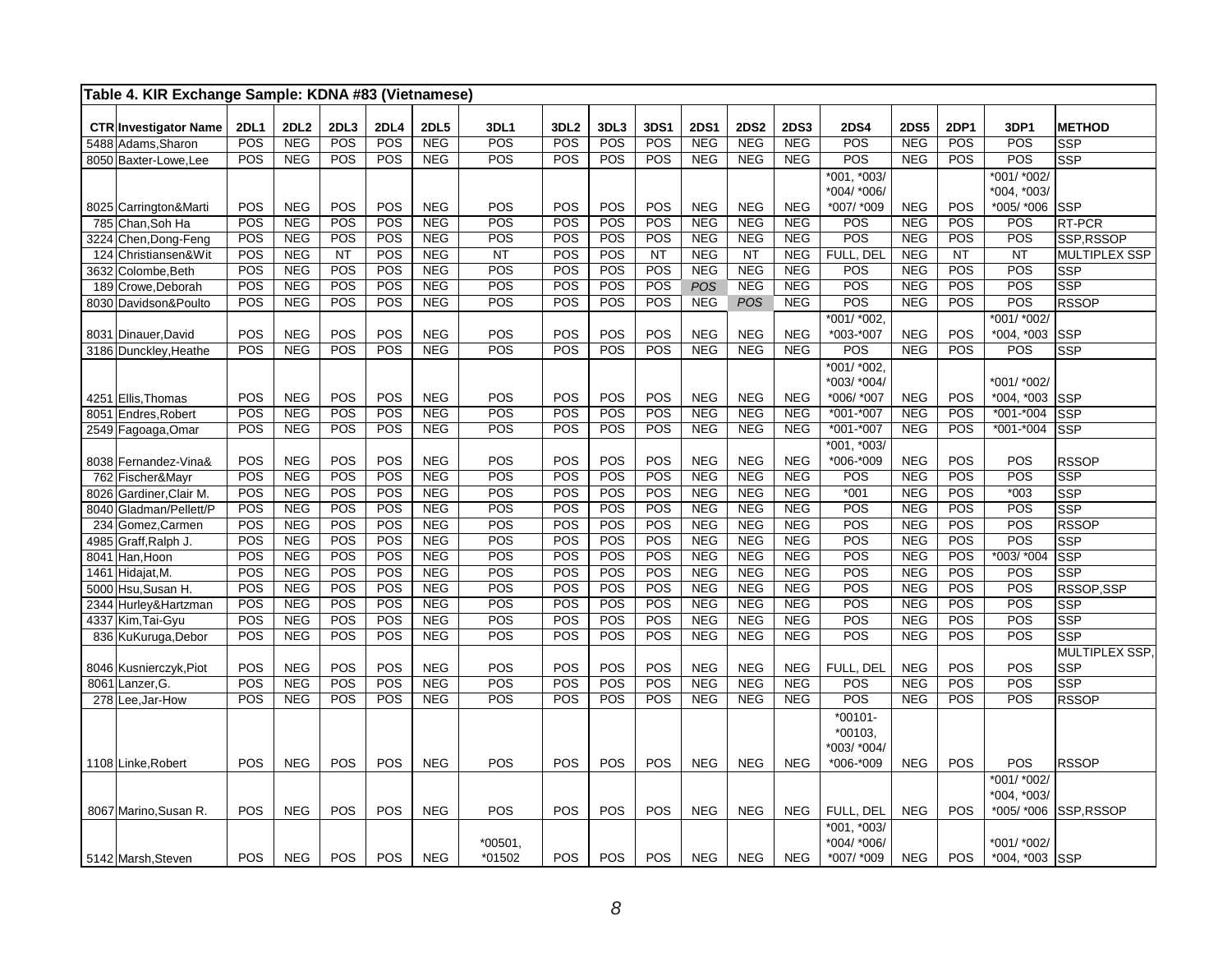**Table 4. KIR Exchange Sample: KDNA #83 (Vietnamese)**

| CTR | Investigator Name | 2DL1 | 2DL2 | 2DL3 | 2DL4 | 2DL5 | 3DL1 | 3DL2 | 3DL3 | 3DS1 | 2DS1 | 2DS2 | 2DS3 | 2DS4 | 2DS5 | 2DP1 | 3DP1 | METHOD |
|---|---|---|---|---|---|---|---|---|---|---|---|---|---|---|---|---|---|---|
| 5488 | Adams,Sharon | POS | NEG | POS | POS | NEG | POS | POS | POS | POS | NEG | NEG | NEG | POS | NEG | POS | POS | SSP |
| 8050 | Baxter-Lowe,Lee | POS | NEG | POS | POS | NEG | POS | POS | POS | POS | NEG | NEG | NEG | POS | NEG | POS | POS | SSP |
| 8025 | Carrington&Marti | POS | NEG | POS | POS | NEG | POS | POS | POS | POS | NEG | NEG | NEG | *001, *003/ *004/ *006/ *007/ *009 | NEG | POS | *001/ *002/ *004, *003/ *005/ *006 | SSP |
| 785 | Chan,Soh Ha | POS | NEG | POS | POS | NEG | POS | POS | POS | POS | NEG | NEG | NEG | POS | NEG | POS | POS | RT-PCR |
| 3224 | Chen,Dong-Feng | POS | NEG | POS | POS | NEG | POS | POS | POS | POS | NEG | NEG | NEG | POS | NEG | POS | POS | SSP,RSSOP |
| 124 | Christiansen&Wit | POS | NEG | NT | POS | NEG | NT | POS | POS | NT | NEG | NT | NEG | FULL, DEL | NEG | NT | NT | MULTIPLEX SSP |
| 3632 | Colombe,Beth | POS | NEG | POS | POS | NEG | POS | POS | POS | POS | NEG | NEG | NEG | POS | NEG | POS | POS | SSP |
| 189 | Crowe,Deborah | POS | NEG | POS | POS | NEG | POS | POS | POS | POS | *POS* | NEG | NEG | POS | NEG | POS | POS | SSP |
| 8030 | Davidson&Poulto | POS | NEG | POS | POS | NEG | POS | POS | POS | POS | NEG | *POS* | NEG | POS | NEG | POS | POS | RSSOP |
| 8031 | Dinauer,David | POS | NEG | POS | POS | NEG | POS | POS | POS | POS | NEG | NEG | NEG | *001/ *002, *003-*007 | NEG | POS | *001/ *002/ *004, *003 | SSP |
| 3186 | Dunckley,Heathe | POS | NEG | POS | POS | NEG | POS | POS | POS | POS | NEG | NEG | NEG | POS | NEG | POS | POS | SSP |
| 4251 | Ellis,Thomas | POS | NEG | POS | POS | NEG | POS | POS | POS | POS | NEG | NEG | NEG | *001/ *002, *003/ *004/ *006/ *007 | NEG | POS | *001/ *002/ *004, *003 | SSP |
| 8051 | Endres,Robert | POS | NEG | POS | POS | NEG | POS | POS | POS | POS | NEG | NEG | NEG | *001-*007 | NEG | POS | *001-*004 | SSP |
| 2549 | Fagoaga,Omar | POS | NEG | POS | POS | NEG | POS | POS | POS | POS | NEG | NEG | NEG | *001-*007 | NEG | POS | *001-*004 | SSP |
| 8038 | Fernandez-Vina& | POS | NEG | POS | POS | NEG | POS | POS | POS | POS | NEG | NEG | NEG | *001, *003/ *006-*009 | NEG | POS | POS | RSSOP |
| 762 | Fischer&Mayr | POS | NEG | POS | POS | NEG | POS | POS | POS | POS | NEG | NEG | NEG | POS | NEG | POS | POS | SSP |
| 8026 | Gardiner,Clair M. | POS | NEG | POS | POS | NEG | POS | POS | POS | POS | NEG | NEG | NEG | *001 | NEG | POS | *003 | SSP |
| 8040 | Gladman/Pellett/P | POS | NEG | POS | POS | NEG | POS | POS | POS | POS | NEG | NEG | NEG | POS | NEG | POS | POS | SSP |
| 234 | Gomez,Carmen | POS | NEG | POS | POS | NEG | POS | POS | POS | POS | NEG | NEG | NEG | POS | NEG | POS | POS | RSSOP |
| 4985 | Graff,Ralph J. | POS | NEG | POS | POS | NEG | POS | POS | POS | POS | NEG | NEG | NEG | POS | NEG | POS | POS | SSP |
| 8041 | Han,Hoon | POS | NEG | POS | POS | NEG | POS | POS | POS | POS | NEG | NEG | NEG | POS | NEG | POS | *003/ *004 | SSP |
| 1461 | Hidajat,M. | POS | NEG | POS | POS | NEG | POS | POS | POS | POS | NEG | NEG | NEG | POS | NEG | POS | POS | SSP |
| 5000 | Hsu,Susan H. | POS | NEG | POS | POS | NEG | POS | POS | POS | POS | NEG | NEG | NEG | POS | NEG | POS | POS | RSSOP,SSP |
| 2344 | Hurley&Hartzman | POS | NEG | POS | POS | NEG | POS | POS | POS | POS | NEG | NEG | NEG | POS | NEG | POS | POS | SSP |
| 4337 | Kim,Tai-Gyu | POS | NEG | POS | POS | NEG | POS | POS | POS | POS | NEG | NEG | NEG | POS | NEG | POS | POS | SSP |
| 836 | KuKuruga,Debor | POS | NEG | POS | POS | NEG | POS | POS | POS | POS | NEG | NEG | NEG | POS | NEG | POS | POS | SSP |
| 8046 | Kusnierczyk,Piot | POS | NEG | POS | POS | NEG | POS | POS | POS | POS | NEG | NEG | NEG | FULL, DEL | NEG | POS | POS | MULTIPLEX SSP, SSP |
| 8061 | Lanzer,G. | POS | NEG | POS | POS | NEG | POS | POS | POS | POS | NEG | NEG | NEG | POS | NEG | POS | POS | SSP |
| 278 | Lee,Jar-How | POS | NEG | POS | POS | NEG | POS | POS | POS | POS | NEG | NEG | NEG | POS | NEG | POS | POS | RSSOP |
| 1108 | Linke,Robert | POS | NEG | POS | POS | NEG | POS | POS | POS | POS | NEG | NEG | NEG | *00101-*00103, *003/ *004/ *006-*009 | NEG | POS | POS | RSSOP |
| 8067 | Marino,Susan R. | POS | NEG | POS | POS | NEG | POS | POS | POS | POS | NEG | NEG | NEG | FULL, DEL | NEG | POS | *001/ *002/ *004, *003/ *005/ *006 | SSP,RSSOP |
| 5142 | Marsh,Steven | POS | NEG | POS | POS | NEG | *00501, *01502 | POS | POS | POS | NEG | NEG | NEG | *001, *003/ *004/ *006/ *007/ *009 | NEG | POS | *001/ *002/ *004, *003 | SSP |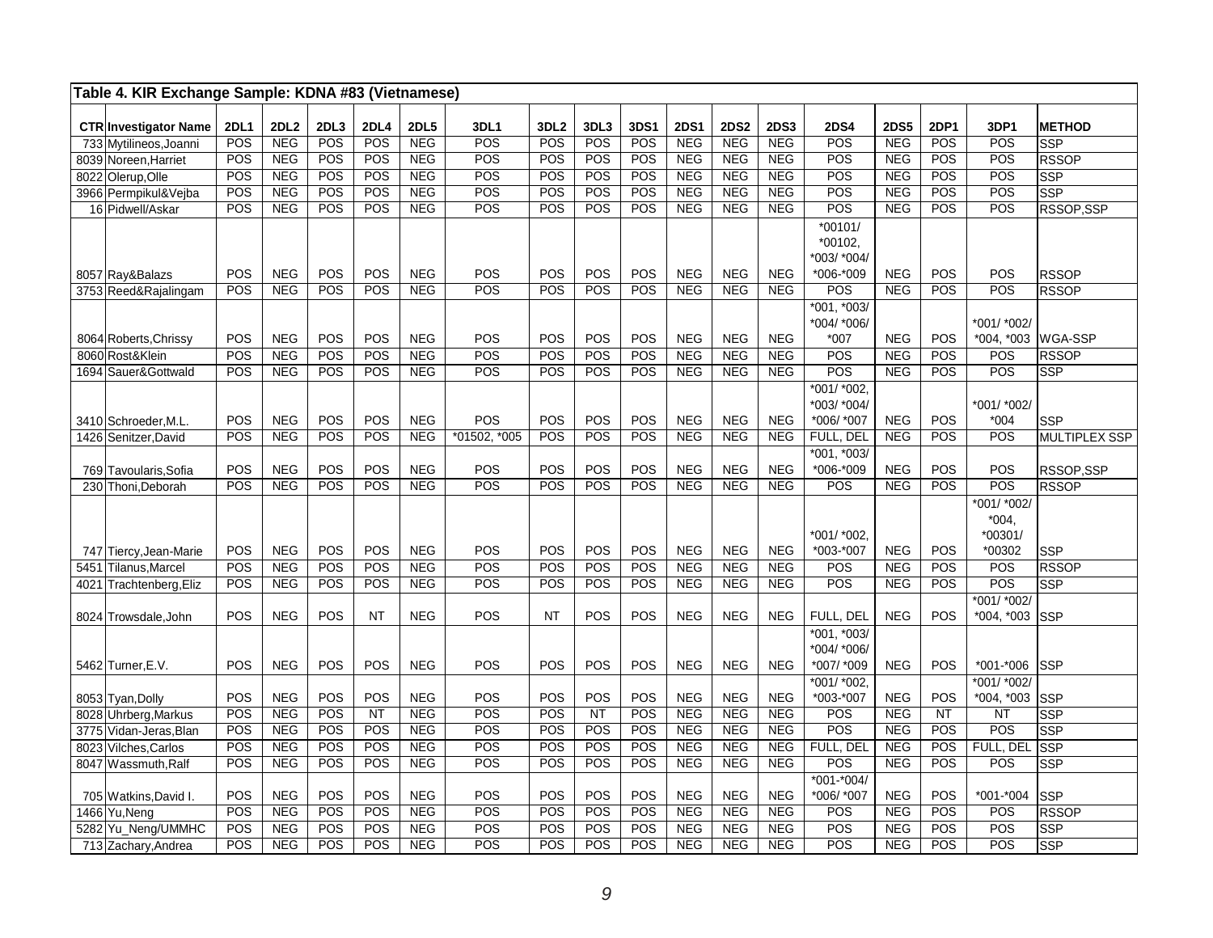**Table 4. KIR Exchange Sample: KDNA #83 (Vietnamese)**

| CTR | Investigator Name | 2DL1 | 2DL2 | 2DL3 | 2DL4 | 2DL5 | 3DL1 | 3DL2 | 3DL3 | 3DS1 | 2DS1 | 2DS2 | 2DS3 | 2DS4 | 2DS5 | 2DP1 | 3DP1 | METHOD |
|---|---|---|---|---|---|---|---|---|---|---|---|---|---|---|---|---|---|---|
| 733 | Mytilineos,Joanni | POS | NEG | POS | POS | NEG | POS | POS | POS | POS | NEG | NEG | NEG | POS | NEG | POS | POS | SSP |
| 8039 | Noreen,Harriet | POS | NEG | POS | POS | NEG | POS | POS | POS | POS | NEG | NEG | NEG | POS | NEG | POS | POS | RSSOP |
| 8022 | Olerup,Olle | POS | NEG | POS | POS | NEG | POS | POS | POS | POS | NEG | NEG | NEG | POS | NEG | POS | POS | SSP |
| 3966 | Permpikul&Vejba | POS | NEG | POS | POS | NEG | POS | POS | POS | POS | NEG | NEG | NEG | POS | NEG | POS | POS | SSP |
| 16 | Pidwell/Askar | POS | NEG | POS | POS | NEG | POS | POS | POS | POS | NEG | NEG | NEG | POS | NEG | POS | POS | RSSOP,SSP |
| 8057 | Ray&Balazs | POS | NEG | POS | POS | NEG | POS | POS | POS | POS | NEG | NEG | NEG | *00101/ *00102, *003/ *004/ *006-*009 | NEG | POS | POS | RSSOP |
| 3753 | Reed&Rajalingam | POS | NEG | POS | POS | NEG | POS | POS | POS | POS | NEG | NEG | NEG | POS | NEG | POS | POS | RSSOP |
| 8064 | Roberts,Chrissy | POS | NEG | POS | POS | NEG | POS | POS | POS | POS | NEG | NEG | NEG | *001, *003/ *004/ *006/ *007 | NEG | POS | *001/ *002/ *004, *003 | WGA-SSP |
| 8060 | Rost&Klein | POS | NEG | POS | POS | NEG | POS | POS | POS | POS | NEG | NEG | NEG | POS | NEG | POS | POS | RSSOP |
| 1694 | Sauer&Gottwald | POS | NEG | POS | POS | NEG | POS | POS | POS | POS | NEG | NEG | NEG | POS | NEG | POS | POS | SSP |
| 3410 | Schroeder,M.L. | POS | NEG | POS | POS | NEG | POS | POS | POS | POS | NEG | NEG | NEG | *001/ *002, *003/ *004/ *006/ *007 | NEG | POS | *001/ *002/ *004 | SSP |
| 1426 | Senitzer,David | POS | NEG | POS | POS | NEG | *01502, *005 | POS | POS | POS | NEG | NEG | NEG | FULL, DEL | NEG | POS | POS | MULTIPLEX SSP |
| 769 | Tavoularis,Sofia | POS | NEG | POS | POS | NEG | POS | POS | POS | POS | NEG | NEG | NEG | *001, *003/ *006-*009 | NEG | POS | POS | RSSOP,SSP |
| 230 | Thoni,Deborah | POS | NEG | POS | POS | NEG | POS | POS | POS | POS | NEG | NEG | NEG | POS | NEG | POS | POS | RSSOP |
| 747 | Tiercy,Jean-Marie | POS | NEG | POS | POS | NEG | POS | POS | POS | POS | NEG | NEG | NEG | *001/ *002, *003-*007 | NEG | POS | *001/ *002/ *004, *00301/ *00302 | SSP |
| 5451 | Tilanus,Marcel | POS | NEG | POS | POS | NEG | POS | POS | POS | POS | NEG | NEG | NEG | POS | NEG | POS | POS | RSSOP |
| 4021 | Trachtenberg,Eliz | POS | NEG | POS | POS | NEG | POS | POS | POS | POS | NEG | NEG | NEG | POS | NEG | POS | POS | SSP |
| 8024 | Trowsdale,John | POS | NEG | POS | NT | NEG | POS | NT | POS | POS | NEG | NEG | NEG | FULL, DEL | NEG | POS | *001/ *002/ *004, *003 | SSP |
| 5462 | Turner,E.V. | POS | NEG | POS | POS | NEG | POS | POS | POS | POS | NEG | NEG | NEG | *001, *003/ *004/ *006/ *007/ *009 | NEG | POS | *001-*006 | SSP |
| 8053 | Tyan,Dolly | POS | NEG | POS | POS | NEG | POS | POS | POS | POS | NEG | NEG | NEG | *001/ *002, *003-*007 | NEG | POS | *001/ *002/ *004, *003 | SSP |
| 8028 | Uhrberg,Markus | POS | NEG | POS | NT | NEG | POS | POS | NT | POS | NEG | NEG | NEG | POS | NEG | NT | NT | SSP |
| 3775 | Vidan-Jeras,Blan | POS | NEG | POS | POS | NEG | POS | POS | POS | POS | NEG | NEG | NEG | POS | NEG | POS | POS | SSP |
| 8023 | Vilches,Carlos | POS | NEG | POS | POS | NEG | POS | POS | POS | POS | NEG | NEG | NEG | FULL, DEL | NEG | POS | FULL, DEL | SSP |
| 8047 | Wassmuth,Ralf | POS | NEG | POS | POS | NEG | POS | POS | POS | POS | NEG | NEG | NEG | POS | NEG | POS | POS | SSP |
| 705 | Watkins,David I. | POS | NEG | POS | POS | NEG | POS | POS | POS | POS | NEG | NEG | NEG | *001-*004/ *006/ *007 | NEG | POS | *001-*004 | SSP |
| 1466 | Yu,Neng | POS | NEG | POS | POS | NEG | POS | POS | POS | POS | NEG | NEG | NEG | POS | NEG | POS | POS | RSSOP |
| 5282 | Yu_Neng/UMMHC | POS | NEG | POS | POS | NEG | POS | POS | POS | POS | NEG | NEG | NEG | POS | NEG | POS | POS | SSP |
| 713 | Zachary,Andrea | POS | NEG | POS | POS | NEG | POS | POS | POS | POS | NEG | NEG | NEG | POS | NEG | POS | POS | SSP |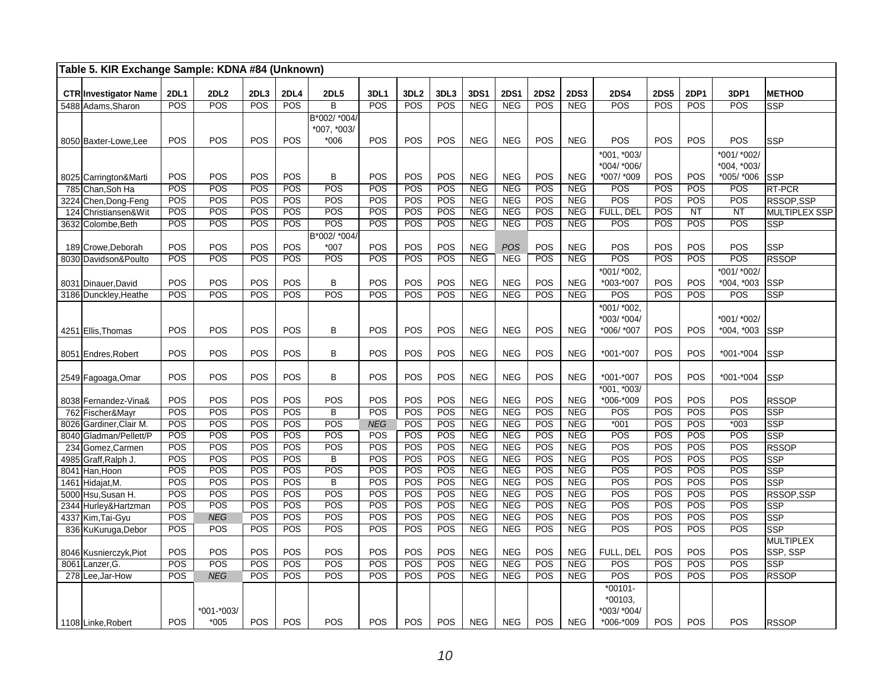**Table 5. KIR Exchange Sample: KDNA #84 (Unknown)**

| CTR | Investigator Name | 2DL1 | 2DL2 | 2DL3 | 2DL4 | 2DL5 | 3DL1 | 3DL2 | 3DL3 | 3DS1 | 2DS1 | 2DS2 | 2DS3 | 2DS4 | 2DS5 | 2DP1 | 3DP1 | METHOD |
|---|---|---|---|---|---|---|---|---|---|---|---|---|---|---|---|---|---|---|
| 5488 | Adams,Sharon | POS | POS | POS | POS | B | POS | POS | POS | NEG | NEG | POS | NEG | POS | POS | POS | POS | SSP |
| 8050 | Baxter-Lowe,Lee | POS | POS | POS | POS | B*002/ *004/ *007, *003/ *006 | POS | POS | POS | NEG | NEG | POS | NEG | POS | POS | POS | POS | SSP |
| 8025 | Carrington&Marti | POS | POS | POS | POS | B | POS | POS | POS | NEG | NEG | POS | NEG | *001, *003/ *004/ *006/ *007/ *009 | POS | POS | *001/ *002/ *004, *003/ *005/ *006 | SSP |
| 785 | Chan,Soh Ha | POS | POS | POS | POS | POS | POS | POS | POS | NEG | NEG | POS | NEG | POS | POS | POS | POS | RT-PCR |
| 3224 | Chen,Dong-Feng | POS | POS | POS | POS | POS | POS | POS | POS | NEG | NEG | POS | NEG | POS | POS | POS | POS | RSSOP,SSP |
| 124 | Christiansen&Wit | POS | POS | POS | POS | POS | POS | POS | POS | NEG | NEG | POS | NEG | FULL, DEL | POS | NT | NT | MULTIPLEX SSP |
| 3632 | Colombe,Beth | POS | POS | POS | POS | POS | POS | POS | POS | NEG | NEG | POS | NEG | POS | POS | POS | POS | SSP |
| 189 | Crowe,Deborah | POS | POS | POS | POS | B*002/ *004/ *007 | POS | POS | POS | NEG | *POS* | POS | NEG | POS | POS | POS | POS | SSP |
| 8030 | Davidson&Poulto | POS | POS | POS | POS | POS | POS | POS | POS | NEG | NEG | POS | NEG | POS | POS | POS | POS | RSSOP |
| 8031 | Dinauer,David | POS | POS | POS | POS | B | POS | POS | POS | NEG | NEG | POS | NEG | *001/ *002, *003-*007 | POS | POS | *001/ *002/ *004, *003 | SSP |
| 3186 | Dunckley,Heathe | POS | POS | POS | POS | POS | POS | POS | POS | NEG | NEG | POS | NEG | POS | POS | POS | POS | SSP |
| 4251 | Ellis,Thomas | POS | POS | POS | POS | B | POS | POS | POS | NEG | NEG | POS | NEG | *001/ *002, *003/ *004/ *006/ *007 | POS | POS | *001/ *002/ *004, *003 | SSP |
| 8051 | Endres,Robert | POS | POS | POS | POS | B | POS | POS | POS | NEG | NEG | POS | NEG | *001-*007 | POS | POS | *001-*004 | SSP |
| 2549 | Fagoaga,Omar | POS | POS | POS | POS | B | POS | POS | POS | NEG | NEG | POS | NEG | *001-*007 | POS | POS | *001-*004 | SSP |
| 8038 | Fernandez-Vina& | POS | POS | POS | POS | POS | POS | POS | POS | NEG | NEG | POS | NEG | *001, *003/ *006-*009 | POS | POS | POS | RSSOP |
| 762 | Fischer&Mayr | POS | POS | POS | POS | B | POS | POS | POS | NEG | NEG | POS | NEG | POS | POS | POS | POS | SSP |
| 8026 | Gardiner,Clair M. | POS | POS | POS | POS | POS | *NEG* | POS | POS | NEG | NEG | POS | NEG | *001 | POS | POS | *003 | SSP |
| 8040 | Gladman/Pellett/P | POS | POS | POS | POS | POS | POS | POS | POS | NEG | NEG | POS | NEG | POS | POS | POS | POS | SSP |
| 234 | Gomez,Carmen | POS | POS | POS | POS | POS | POS | POS | POS | NEG | NEG | POS | NEG | POS | POS | POS | POS | RSSOP |
| 4985 | Graff,Ralph J. | POS | POS | POS | POS | B | POS | POS | POS | NEG | NEG | POS | NEG | POS | POS | POS | POS | SSP |
| 8041 | Han,Hoon | POS | POS | POS | POS | POS | POS | POS | POS | NEG | NEG | POS | NEG | POS | POS | POS | POS | SSP |
| 1461 | Hidajat,M. | POS | POS | POS | POS | B | POS | POS | POS | NEG | NEG | POS | NEG | POS | POS | POS | POS | SSP |
| 5000 | Hsu,Susan H. | POS | POS | POS | POS | POS | POS | POS | POS | NEG | NEG | POS | NEG | POS | POS | POS | POS | RSSOP,SSP |
| 2344 | Hurley&Hartzman | POS | POS | POS | POS | POS | POS | POS | POS | NEG | NEG | POS | NEG | POS | POS | POS | POS | SSP |
| 4337 | Kim,Tai-Gyu | POS | *NEG* | POS | POS | POS | POS | POS | POS | NEG | NEG | POS | NEG | POS | POS | POS | POS | SSP |
| 836 | KuKuruga,Debor | POS | POS | POS | POS | POS | POS | POS | POS | NEG | NEG | POS | NEG | POS | POS | POS | POS | SSP |
| 8046 | Kusnierczyk,Piot | POS | POS | POS | POS | POS | POS | POS | POS | NEG | NEG | POS | NEG | FULL, DEL | POS | POS | POS | MULTIPLEX SSP, SSP |
| 8061 | Lanzer,G. | POS | POS | POS | POS | POS | POS | POS | POS | NEG | NEG | POS | NEG | POS | POS | POS | POS | SSP |
| 278 | Lee,Jar-How | POS | *NEG* | POS | POS | POS | POS | POS | POS | NEG | NEG | POS | NEG | POS | POS | POS | POS | RSSOP |
| 1108 | Linke,Robert | POS | *001-*003/ *005 | POS | POS | POS | POS | POS | POS | NEG | NEG | POS | NEG | *00101- *00103, *003/ *004/ *006-*009 | POS | POS | POS | RSSOP |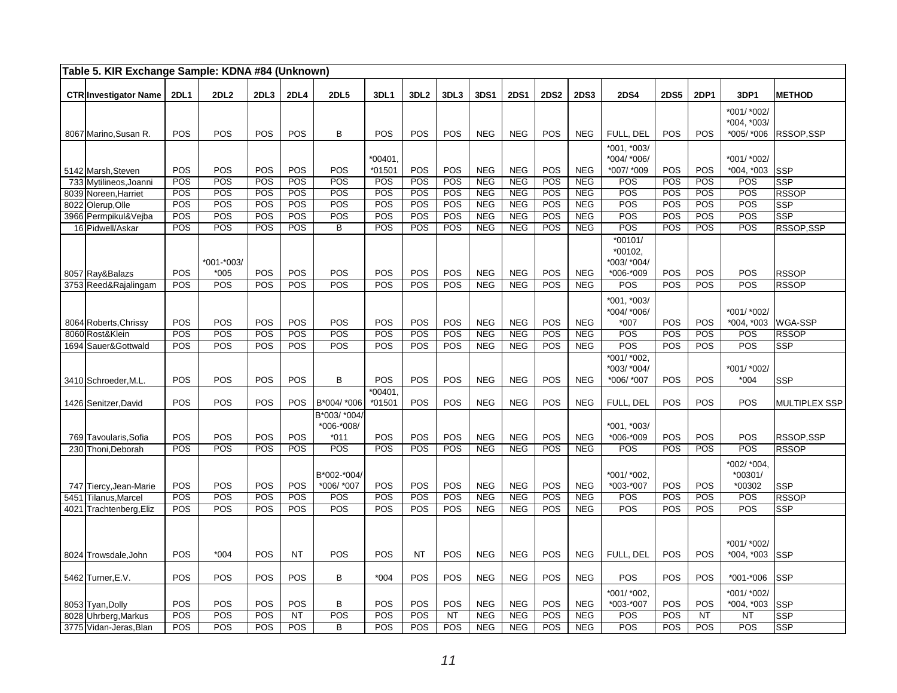| Table 5. KIR Exchange Sample: KDNA #84 (Unknown) | | | | | | | | | | | | | | | | | | |
|---|---|---|---|---|---|---|---|---|---|---|---|---|---|---|---|---|---|---|
| CTR | Investigator Name | 2DL1 | 2DL2 | 2DL3 | 2DL4 | 2DL5 | 3DL1 | 3DL2 | 3DL3 | 3DS1 | 2DS1 | 2DS2 | 2DS3 | 2DS4 | 2DS5 | 2DP1 | 3DP1 | METHOD |
| 8067 | Marino,Susan R. | POS | POS | POS | POS | B | POS | POS | POS | NEG | NEG | POS | NEG | FULL, DEL | POS | POS | *001/ *002/ *004, *003/ *005/ *006 | RSSOP,SSP |
| 5142 | Marsh,Steven | POS | POS | POS | POS | POS | *00401, *01501 | POS | POS | NEG | NEG | POS | NEG | *001, *003/ *004/ *006/ *007/ *009 | POS | POS | *001/ *002/ *004, *003 | SSP |
| 733 | Mytilineos,Joanni | POS | POS | POS | POS | POS | POS | POS | POS | NEG | NEG | POS | NEG | POS | POS | POS | POS | SSP |
| 8039 | Noreen,Harriet | POS | POS | POS | POS | POS | POS | POS | POS | NEG | NEG | POS | NEG | POS | POS | POS | POS | RSSOP |
| 8022 | Olerup,Olle | POS | POS | POS | POS | POS | POS | POS | POS | NEG | NEG | POS | NEG | POS | POS | POS | POS | SSP |
| 3966 | Permpikul&Vejba | POS | POS | POS | POS | POS | POS | POS | POS | NEG | NEG | POS | NEG | POS | POS | POS | POS | SSP |
| 16 | Pidwell/Askar | POS | POS | POS | POS | B | POS | POS | POS | NEG | NEG | POS | NEG | POS | POS | POS | POS | RSSOP,SSP |
| 8057 | Ray&Balazs | POS | *001-*003/ *005 | POS | POS | POS | POS | POS | POS | NEG | NEG | POS | NEG | *00101/ *00102, *003/ *004/ *006-*009 | POS | POS | POS | RSSOP |
| 3753 | Reed&Rajalingam | POS | POS | POS | POS | POS | POS | POS | POS | NEG | NEG | POS | NEG | POS | POS | POS | POS | RSSOP |
| 8064 | Roberts,Chrissy | POS | POS | POS | POS | POS | POS | POS | POS | NEG | NEG | POS | NEG | *001, *003/ *004/ *006/ *007 | POS | POS | *001/ *002/ *004, *003 | WGA-SSP |
| 8060 | Rost&Klein | POS | POS | POS | POS | POS | POS | POS | POS | NEG | NEG | POS | NEG | POS | POS | POS | POS | RSSOP |
| 1694 | Sauer&Gottwald | POS | POS | POS | POS | POS | POS | POS | POS | NEG | NEG | POS | NEG | POS | POS | POS | POS | SSP |
| 3410 | Schroeder,M.L. | POS | POS | POS | POS | B | POS | POS | POS | NEG | NEG | POS | NEG | *001/ *002, *003/ *004/ *006/ *007 | POS | POS | *001/ *002/ *004 | SSP |
| 1426 | Senitzer,David | POS | POS | POS | POS | B*004/ *006 | *00401, *01501 | POS | POS | NEG | NEG | POS | NEG | FULL, DEL | POS | POS | POS | MULTIPLEX SSP |
| 769 | Tavoularis,Sofia | POS | POS | POS | POS | B*003/ *004/ *006-*008/ *011 | POS | POS | POS | NEG | NEG | POS | NEG | *001, *003/ *006-*009 | POS | POS | POS | RSSOP,SSP |
| 230 | Thoni,Deborah | POS | POS | POS | POS | POS | POS | POS | POS | NEG | NEG | POS | NEG | POS | POS | POS | POS | RSSOP |
| 747 | Tiercy,Jean-Marie | POS | POS | POS | POS | B*002-*004/ *006/ *007 | POS | POS | POS | NEG | NEG | POS | NEG | *001/ *002, *003-*007 | POS | POS | *002/ *004, *00301/ *00302 | SSP |
| 5451 | Tilanus,Marcel | POS | POS | POS | POS | POS | POS | POS | POS | NEG | NEG | POS | NEG | POS | POS | POS | POS | RSSOP |
| 4021 | Trachtenberg,Eliz | POS | POS | POS | POS | POS | POS | POS | POS | NEG | NEG | POS | NEG | POS | POS | POS | POS | SSP |
| 8024 | Trowsdale,John | POS | *004 | POS | NT | POS | POS | NT | POS | NEG | NEG | POS | NEG | FULL, DEL | POS | POS | *001/ *002/ *004, *003 | SSP |
| 5462 | Turner,E.V. | POS | POS | POS | POS | B | *004 | POS | POS | NEG | NEG | POS | NEG | POS | POS | POS | *001-*006 | SSP |
| 8053 | Tyan,Dolly | POS | POS | POS | POS | B | POS | POS | POS | NEG | NEG | POS | NEG | *001/ *002, *003-*007 | POS | POS | *001/ *002/ *004, *003 | SSP |
| 8028 | Uhrberg,Markus | POS | POS | POS | NT | POS | POS | POS | NT | NEG | NEG | POS | NEG | POS | POS | NT | NT | SSP |
| 3775 | Vidan-Jeras,Blan | POS | POS | POS | POS | B | POS | POS | POS | NEG | NEG | POS | NEG | POS | POS | POS | POS | SSP |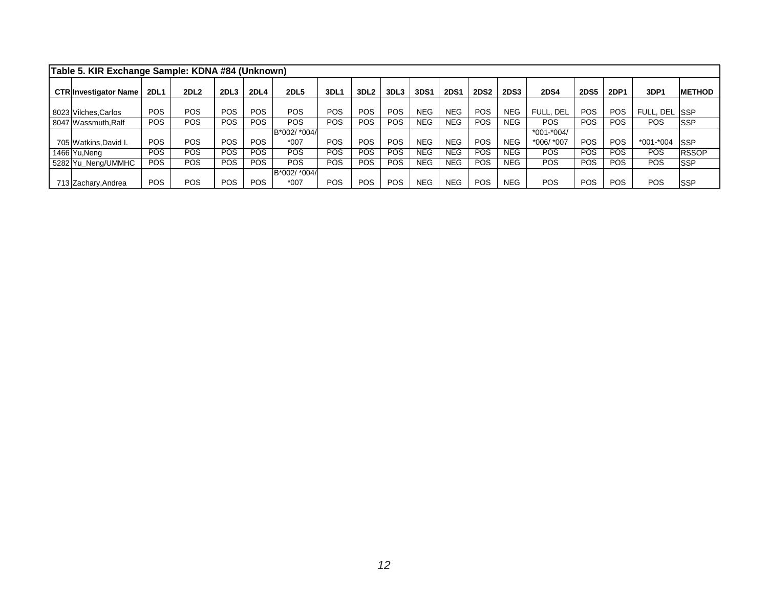## Table 5. KIR Exchange Sample: KDNA #84 (Unknown)

| CTR | Investigator Name | 2DL1 | 2DL2 | 2DL3 | 2DL4 | 2DL5 | 3DL1 | 3DL2 | 3DL3 | 3DS1 | 2DS1 | 2DS2 | 2DS3 | 2DS4 | 2DS5 | 2DP1 | 3DP1 | METHOD |
|---|---|---|---|---|---|---|---|---|---|---|---|---|---|---|---|---|---|---|
| 8023 | Vilches,Carlos | POS | POS | POS | POS | POS | POS | POS | POS | NEG | NEG | POS | NEG | FULL, DEL | POS | POS | FULL, DEL | SSP |
| 8047 | Wassmuth,Ralf | POS | POS | POS | POS | POS | POS | POS | POS | NEG | NEG | POS | NEG | POS | POS | POS | POS | SSP |
| 705 | Watkins,David I. | POS | POS | POS | POS | B*002/ *004/ *007 | POS | POS | POS | NEG | NEG | POS | NEG | *001-*004/ *006/ *007 | POS | POS | *001-*004 | SSP |
| 1466 | Yu,Neng | POS | POS | POS | POS | POS | POS | POS | POS | NEG | NEG | POS | NEG | POS | POS | POS | POS | RSSOP |
| 5282 | Yu_Neng/UMMHC | POS | POS | POS | POS | POS | POS | POS | POS | NEG | NEG | POS | NEG | POS | POS | POS | POS | SSP |
| 713 | Zachary,Andrea | POS | POS | POS | POS | B*002/ *004/ *007 | POS | POS | POS | NEG | NEG | POS | NEG | POS | POS | POS | POS | SSP |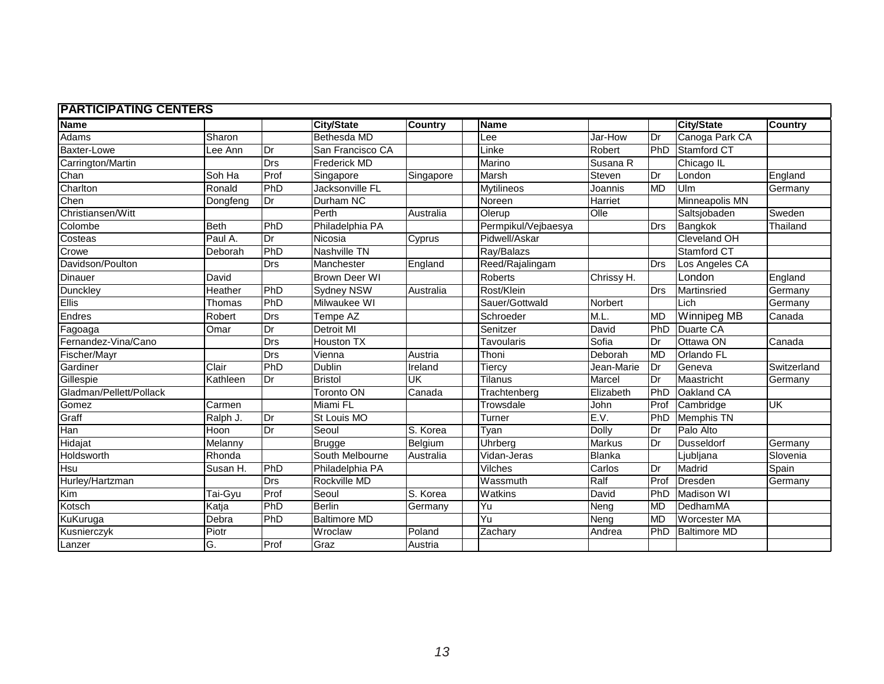**PARTICIPATING CENTERS**

| Name | | | City/State | Country | Name | | | City/State | Country |
|---|---|---|---|---|---|---|---|---|---|
| Adams | Sharon | | Bethesda MD | | Lee | Jar-How | Dr | Canoga Park CA | |
| Baxter-Lowe | Lee Ann | Dr | San Francisco CA | | Linke | Robert | PhD | Stamford CT | |
| Carrington/Martin | | Drs | Frederick MD | | Marino | Susana R | | Chicago IL | |
| Chan | Soh Ha | Prof | Singapore | Singapore | Marsh | Steven | Dr | London | England |
| Charlton | Ronald | PhD | Jacksonville FL | | Mytilineos | Joannis | MD | Ulm | Germany |
| Chen | Dongfeng | Dr | Durham NC | | Noreen | Harriet | | Minneapolis MN | |
| Christiansen/Witt | | | Perth | Australia | Olerup | Olle | | Saltsjobaden | Sweden |
| Colombe | Beth | PhD | Philadelphia PA | | Permpikul/Vejbaesya | | Drs | Bangkok | Thailand |
| Costeas | Paul A. | Dr | Nicosia | Cyprus | Pidwell/Askar | | | Cleveland OH | |
| Crowe | Deborah | PhD | Nashville TN | | Ray/Balazs | | | Stamford CT | |
| Davidson/Poulton | | Drs | Manchester | England | Reed/Rajalingam | | Drs | Los Angeles CA | |
| Dinauer | David | | Brown Deer WI | | Roberts | Chrissy H. | | London | England |
| Dunckley | Heather | PhD | Sydney NSW | Australia | Rost/Klein | | Drs | Martinsried | Germany |
| Ellis | Thomas | PhD | Milwaukee WI | | Sauer/Gottwald | Norbert | | Lich | Germany |
| Endres | Robert | Drs | Tempe AZ | | Schroeder | M.L. | MD | Winnipeg MB | Canada |
| Fagoaga | Omar | Dr | Detroit MI | | Senitzer | David | PhD | Duarte CA | |
| Fernandez-Vina/Cano | | Drs | Houston TX | | Tavoularis | Sofia | Dr | Ottawa ON | Canada |
| Fischer/Mayr | | Drs | Vienna | Austria | Thoni | Deborah | MD | Orlando FL | |
| Gardiner | Clair | PhD | Dublin | Ireland | Tiercy | Jean-Marie | Dr | Geneva | Switzerland |
| Gillespie | Kathleen | Dr | Bristol | UK | Tilanus | Marcel | Dr | Maastricht | Germany |
| Gladman/Pellett/Pollack | | | Toronto ON | Canada | Trachtenberg | Elizabeth | PhD | Oakland CA | |
| Gomez | Carmen | | Miami FL | | Trowsdale | John | Prof | Cambridge | UK |
| Graff | Ralph J. | Dr | St Louis MO | | Turner | E.V. | PhD | Memphis TN | |
| Han | Hoon | Dr | Seoul | S. Korea | Tyan | Dolly | Dr | Palo Alto | |
| Hidajat | Melanny | | Brugge | Belgium | Uhrberg | Markus | Dr | Dusseldorf | Germany |
| Holdsworth | Rhonda | | South Melbourne | Australia | Vidan-Jeras | Blanka | | Ljubljana | Slovenia |
| Hsu | Susan H. | PhD | Philadelphia PA | | Vilches | Carlos | Dr | Madrid | Spain |
| Hurley/Hartzman | | Drs | Rockville MD | | Wassmuth | Ralf | Prof | Dresden | Germany |
| Kim | Tai-Gyu | Prof | Seoul | S. Korea | Watkins | David | PhD | Madison WI | |
| Kotsch | Katja | PhD | Berlin | Germany | Yu | Neng | MD | DedhamMA | |
| KuKuruga | Debra | PhD | Baltimore MD | | Yu | Neng | MD | Worcester MA | |
| Kusnierczyk | Piotr | | Wroclaw | Poland | Zachary | Andrea | PhD | Baltimore MD | |
| Lanzer | G. | Prof | Graz | Austria | | | | | |